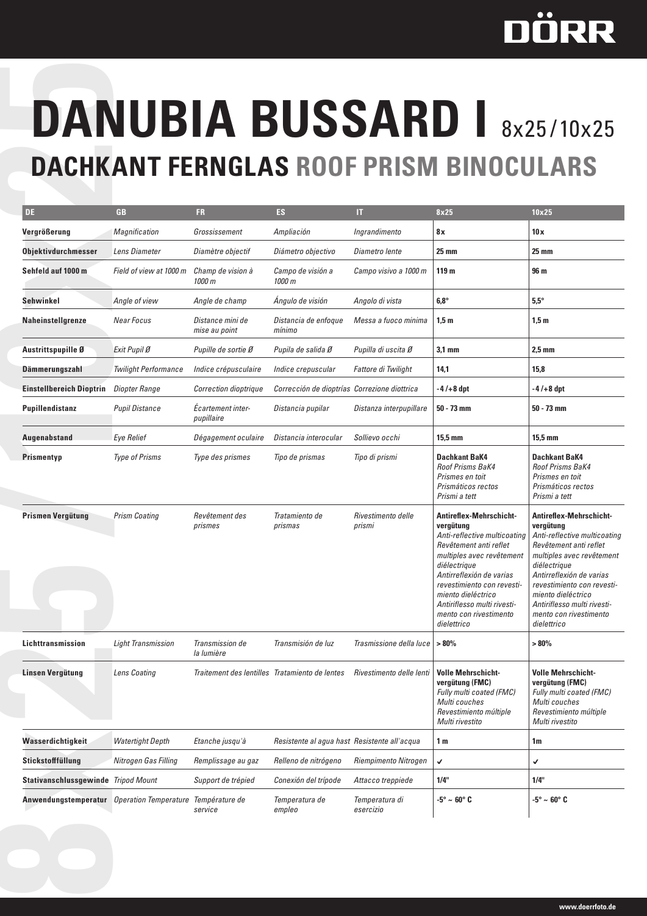DÖRR

# DANUBIA BUSSARD I 8x25/10x25

## DACHKANT FERNGLAS ROOF PRISM BINOCULARS

| DE | GB | FR | ES | IT | 8x25 | 10x25 |
|---|---|---|---|---|---|---|
| **Vergrößerung** | *Magnification* | *Grossissement* | *Ampliación* | *Ingrandimento* | **8x** | **10x** |
| **Objektivdurchmesser** | *Lens Diameter* | *Diamètre objectif* | *Diámetro objectivo* | *Diametro lente* | **25 mm** | **25 mm** |
| **Sehfeld auf 1000 m** | *Field of view at 1000 m* | *Champ de vision à 1000 m* | *Campo de visión a 1000 m* | *Campo visivo a 1000 m* | **119 m** | **96 m** |
| **Sehwinkel** | *Angle of view* | *Angle de champ* | *Ángulo de visión* | *Angolo di vista* | **6,8°** | **5,5°** |
| **Naheinstellgrenze** | *Near Focus* | *Distance mini de mise au point* | *Distancia de enfoque mínimo* | *Messa a fuoco minima* | **1,5 m** | **1,5 m** |
| **Austrittspupille Ø** | *Exit Pupil Ø* | *Pupille de sortie Ø* | *Pupila de salida Ø* | *Pupilla di uscita Ø* | **3,1 mm** | **2,5 mm** |
| **Dämmerungszahl** | *Twilight Performance* | *Indice crépusculaire* | *Indice crepuscular* | *Fattore di Twilight* | **14,1** | **15,8** |
| **Einstellbereich Dioptrin** | *Diopter Range* | *Correction dioptrique* | *Corrección de dioptrías* | *Correzione diottrica* | **-4/+8 dpt** | **-4/+8 dpt** |
| **Pupillendistanz** | *Pupil Distance* | *Écartement inter-pupillaire* | *Distancia pupilar* | *Distanza interpupillare* | **50 - 73 mm** | **50 - 73 mm** |
| **Augenabstand** | *Eye Relief* | *Dégagement oculaire* | *Distancia interocular* | *Sollievo occhi* | **15,5 mm** | **15,5 mm** |
| **Prismentyp** | *Type of Prisms* | *Type des prismes* | *Tipo de prismas* | *Tipo di prismi* | **Dachkant BaK4** *Roof Prisms BaK4* *Prismes en toit* *Prismáticos rectos* *Prismi a tett* | **Dachkant BaK4** *Roof Prisms BaK4* *Prismes en toit* *Prismáticos rectos* *Prismi a tett* |
| **Prismen Vergütung** | *Prism Coating* | *Revêtement des prismes* | *Tratamiento de prismas* | *Rivestimento delle prismi* | **Antireflex-Mehrschicht-vergütung** *Anti-reflective multicoating* *Revêtement anti reflet multiples avec revêtement diélectrique* *Antirreflexión de varias revestimiento con revesti-miento dieléctrico* *Antiriflesso multi rivesti-mento con rivestimento dielettrico* | **Antireflex-Mehrschicht-vergütung** *Anti-reflective multicoating* *Revêtement anti reflet multiples avec revêtement diélectrique* *Antirreflexión de varias revestimiento con revesti-miento dieléctrico* *Antiriflesso multi rivesti-mento con rivestimento dielettrico* |
| **Lichttransmission** | *Light Transmission* | *Transmission de la lumière* | *Transmisión de luz* | *Trasmissione della luce* | **> 80%** | **> 80%** |
| **Linsen Vergütung** | *Lens Coating* | *Traitement des lentilles* | *Tratamiento de lentes* | *Rivestimento delle lenti* | **Volle Mehrschicht-vergütung (FMC)** *Fully multi coated (FMC)* *Multi couches* *Revestimiento múltiple* *Multi rivestito* | **Volle Mehrschicht-vergütung (FMC)** *Fully multi coated (FMC)* *Multi couches* *Revestimiento múltiple* *Multi rivestito* |
| **Wasserdichtigkeit** | *Watertight Depth* | *Etanche jusqu'à* | *Resistente al agua hast* | *Resistente all'acqua* | **1 m** | **1m** |
| **Stickstofffüllung** | *Nitrogen Gas Filling* | *Remplissage au gaz* | *Relleno de nitrógeno* | *Riempimento Nitrogen* | ✓ | ✓ |
| **Stativanschlussgewinde** | *Tripod Mount* | *Support de trépied* | *Conexión del trípode* | *Attacco treppiede* | **1/4"** | **1/4"** |
| **Anwendungstemperatur** | *Operation Temperature* | *Température de service* | *Temperatura de empleo* | *Temperatura di esercizio* | **-5° ~ 60° C** | **-5° ~ 60° C** |

www.doerrfoto.de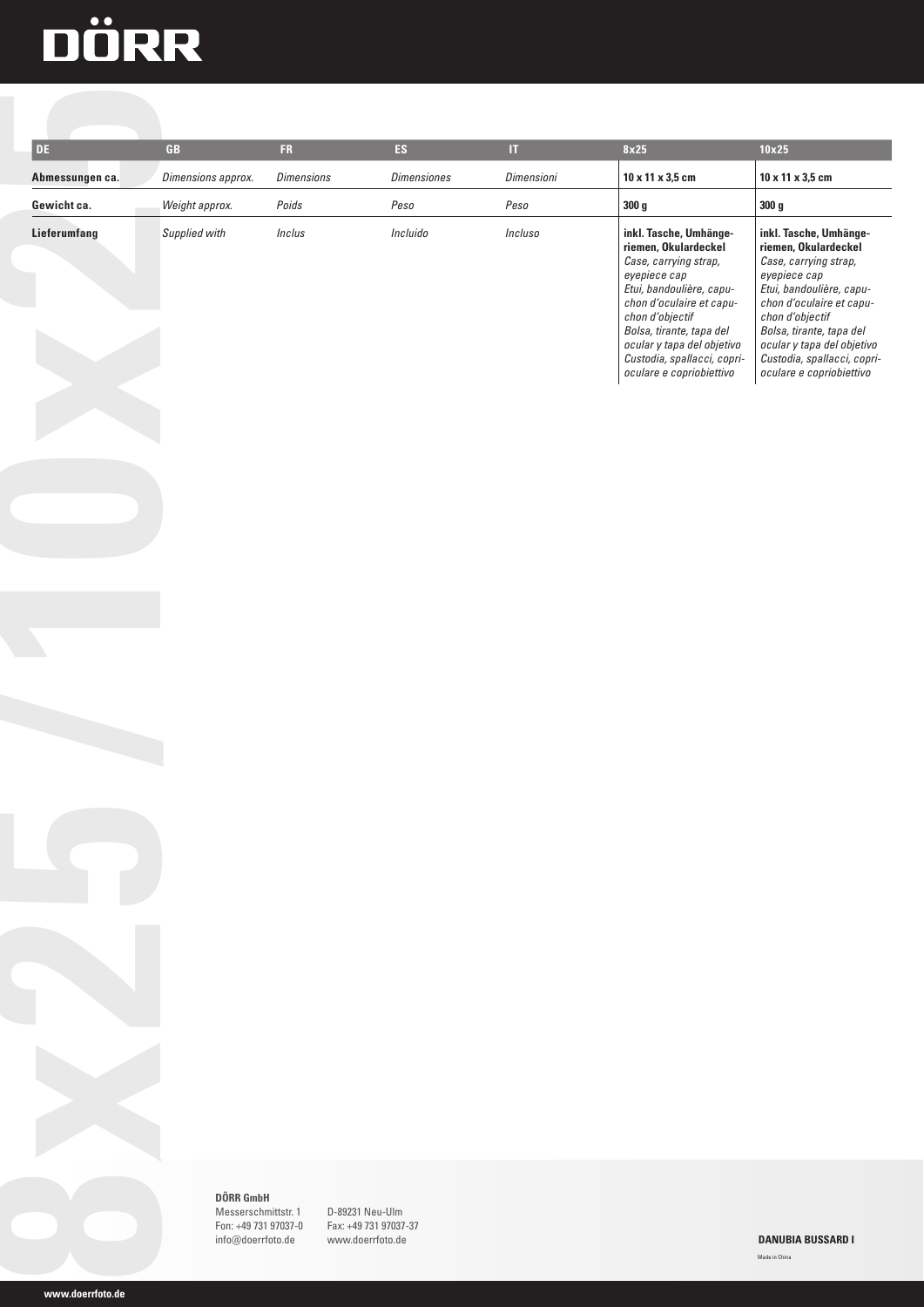| DE | GB | FR | ES | IT | 8x25 | 10x25 |
|---|---|---|---|---|---|---|
| **Abmessungen ca.** | *Dimensions approx.* | *Dimensions* | *Dimensiones* | *Dimensioni* | **10 x 11 x 3,5 cm** | **10 x 11 x 3,5 cm** |
| **Gewicht ca.** | *Weight approx.* | *Poids* | *Peso* | *Peso* | **300 g** | **300 g** |
| **Lieferumfang** | *Supplied with* | *Inclus* | *Incluido* | *Incluso* | **inkl. Tasche, Umhängeriemen, Okulardeckel** *Case, carrying strap, eyepiece cap* *Etui, bandoulière, capuchon d'oculaire et capuchon d'objectif* *Bolsa, tirante, tapa del ocular y tapa del objetivo* *Custodia, spallacci, copri-oculare e copriobiettivo* | **inkl. Tasche, Umhängeriemen, Okulardeckel** *Case, carrying strap, eyepiece cap* *Etui, bandoulière, capuchon d'oculaire et capuchon d'objectif* *Bolsa, tirante, tapa del ocular y tapa del objetivo* *Custodia, spallacci, copri-oculare e copriobiettivo* |

**DÖRR GmbH**
Messerschmittstr. 1
D-89231 Neu-Ulm
Fon: +49 731 97037-0
Fax: +49 731 97037-37
info@doerrfoto.de
www.doerrfoto.de

**DANUBIA BUSSARD I**

Made in China